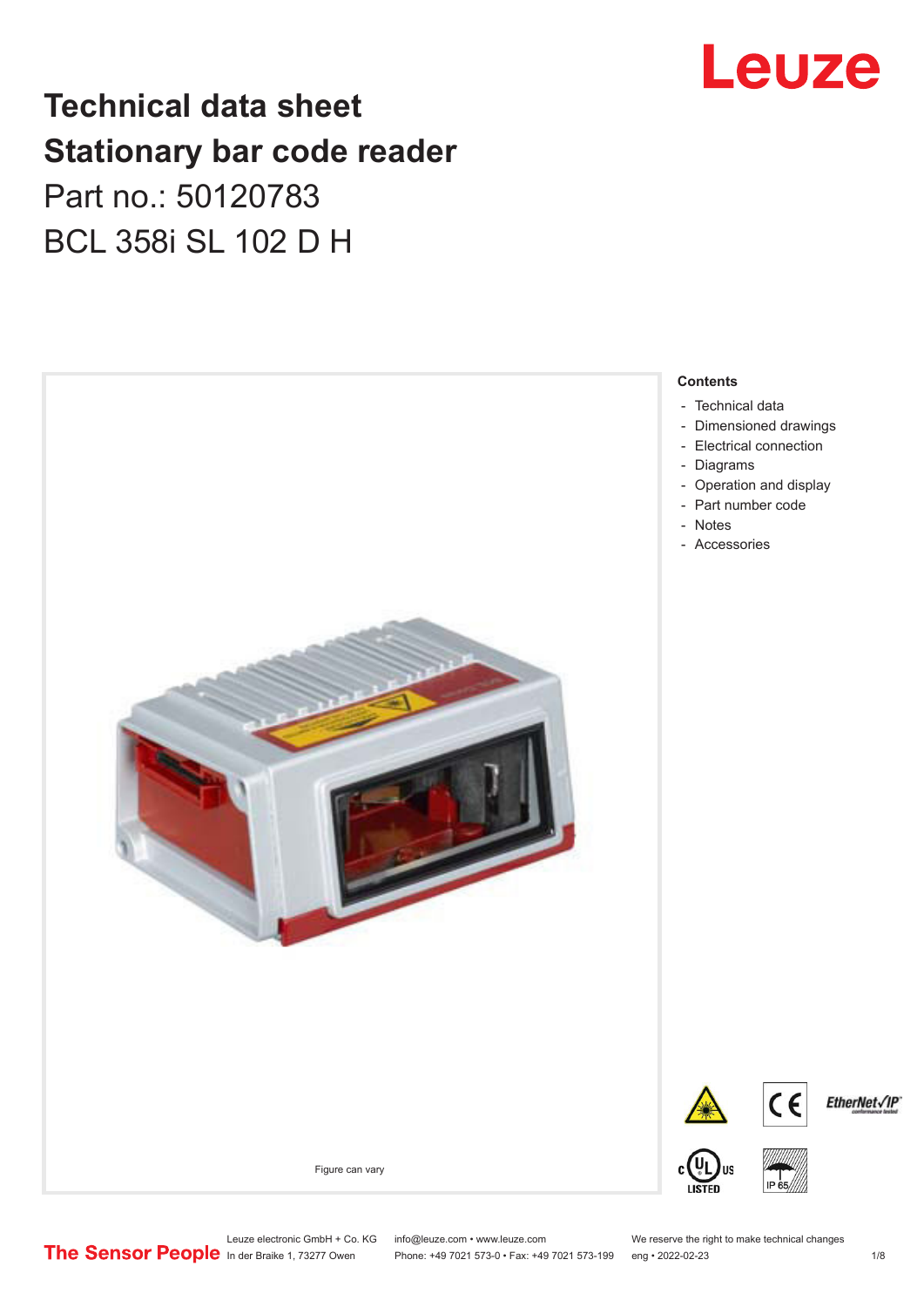# Technical data sheet

# Stationary bar code reader

Part no.: 50120783

BCL 358i SL 102 D H

Figure can vary

**Contents**

- Technical data
- Dimensioned drawings
- Electrical connection
- Diagrams
- Operation and display
- Part number code
- Notes
- Accessories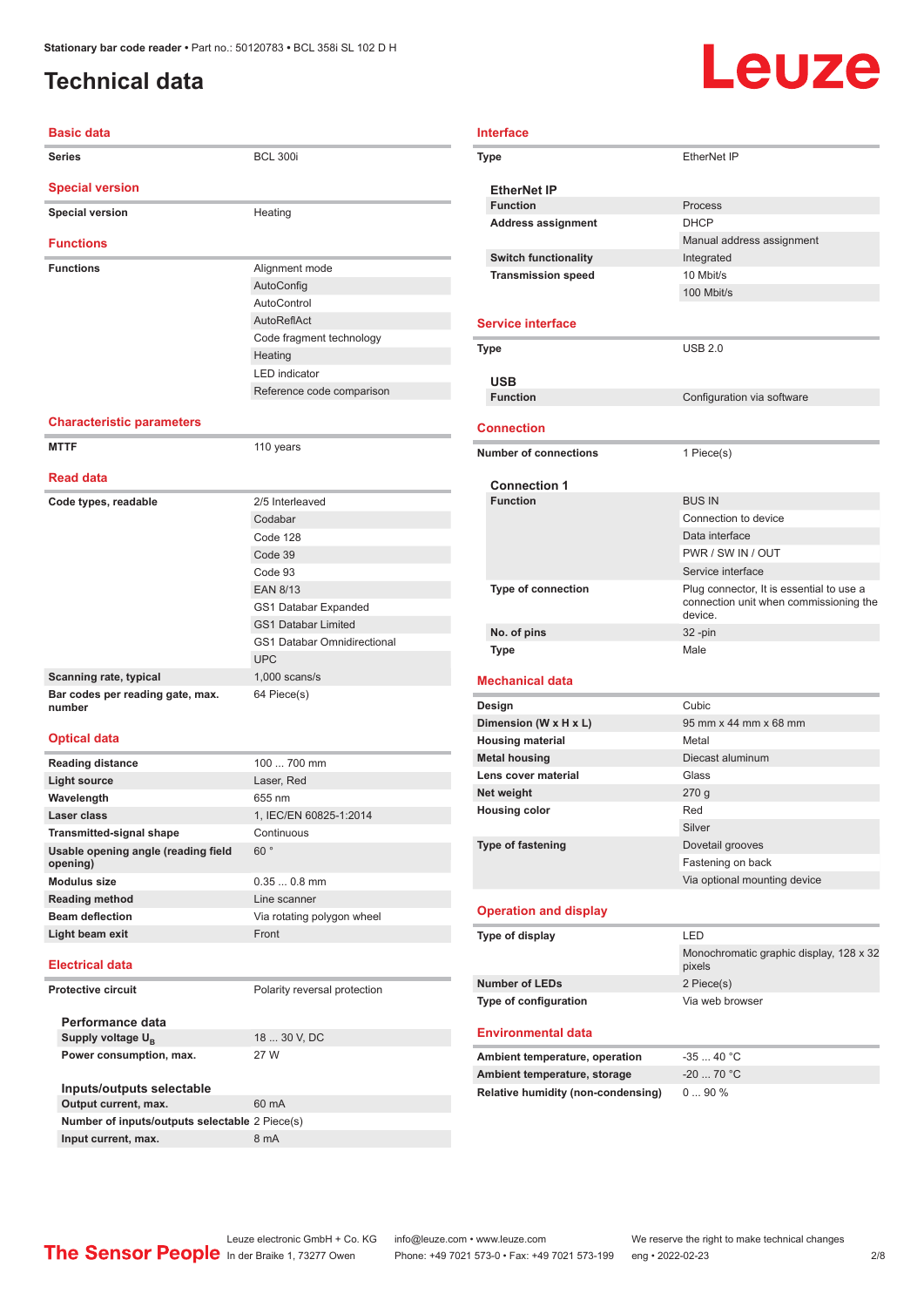Stationary bar code reader • Part no.: 50120783 • BCL 358i SL 102 D H

# Technical data

## Basic data

| | |
|---|---|
| **Series** | BCL 300i |

## Special version

| | |
|---|---|
| **Special version** | Heating |

## Functions

| | |
|---|---|
| **Functions** | Alignment mode |
| | AutoConfig |
| | AutoControl |
| | AutoReflAct |
| | Code fragment technology |
| | Heating |
| | LED indicator |
| | Reference code comparison |

## Characteristic parameters

| | |
|---|---|
| **MTTF** | 110 years |

## Read data

| | |
|---|---|
| **Code types, readable** | 2/5 Interleaved |
| | Codabar |
| | Code 128 |
| | Code 39 |
| | Code 93 |
| | EAN 8/13 |
| | GS1 Databar Expanded |
| | GS1 Databar Limited |
| | GS1 Databar Omnidirectional |
| | UPC |
| **Scanning rate, typical** | 1,000 scans/s |
| **Bar codes per reading gate, max. number** | 64 Piece(s) |

## Optical data

| | |
|---|---|
| **Reading distance** | 100 ... 700 mm |
| **Light source** | Laser, Red |
| **Wavelength** | 655 nm |
| **Laser class** | 1, IEC/EN 60825-1:2014 |
| **Transmitted-signal shape** | Continuous |
| **Usable opening angle (reading field opening)** | 60 ° |
| **Modulus size** | 0.35 ... 0.8 mm |
| **Reading method** | Line scanner |
| **Beam deflection** | Via rotating polygon wheel |
| **Light beam exit** | Front |

## Electrical data

| | |
|---|---|
| **Protective circuit** | Polarity reversal protection |

### Performance data

| | |
|---|---|
| **Supply voltage $U_B$** | 18 ... 30 V, DC |
| **Power consumption, max.** | 27 W |

### Inputs/outputs selectable

| | |
|---|---|
| **Output current, max.** | 60 mA |
| **Number of inputs/outputs selectable** | 2 Piece(s) |
| **Input current, max.** | 8 mA |

## Interface

| | |
|---|---|
| **Type** | EtherNet IP |

### EtherNet IP

| | |
|---|---|
| **Function** | Process |
| **Address assignment** | DHCP |
| | Manual address assignment |
| **Switch functionality** | Integrated |
| **Transmission speed** | 10 Mbit/s |
| | 100 Mbit/s |

## Service interface

| | |
|---|---|
| **Type** | USB 2.0 |

### USB

| | |
|---|---|
| **Function** | Configuration via software |

## Connection

| | |
|---|---|
| **Number of connections** | 1 Piece(s) |

### Connection 1

| | |
|---|---|
| **Function** | BUS IN |
| | Connection to device |
| | Data interface |
| | PWR / SW IN / OUT |
| | Service interface |
| **Type of connection** | Plug connector, It is essential to use a connection unit when commissioning the device. |
| **No. of pins** | 32 -pin |
| **Type** | Male |

## Mechanical data

| | |
|---|---|
| **Design** | Cubic |
| **Dimension (W x H x L)** | 95 mm x 44 mm x 68 mm |
| **Housing material** | Metal |
| **Metal housing** | Diecast aluminum |
| **Lens cover material** | Glass |
| **Net weight** | 270 g |
| **Housing color** | Red |
| | Silver |
| **Type of fastening** | Dovetail grooves |
| | Fastening on back |
| | Via optional mounting device |

## Operation and display

| | |
|---|---|
| **Type of display** | LED |
| | Monochromatic graphic display, 128 x 32 pixels |
| **Number of LEDs** | 2 Piece(s) |
| **Type of configuration** | Via web browser |

## Environmental data

| | |
|---|---|
| **Ambient temperature, operation** | -35 ... 40 °C |
| **Ambient temperature, storage** | -20 ... 70 °C |
| **Relative humidity (non-condensing)** | 0 ... 90 % |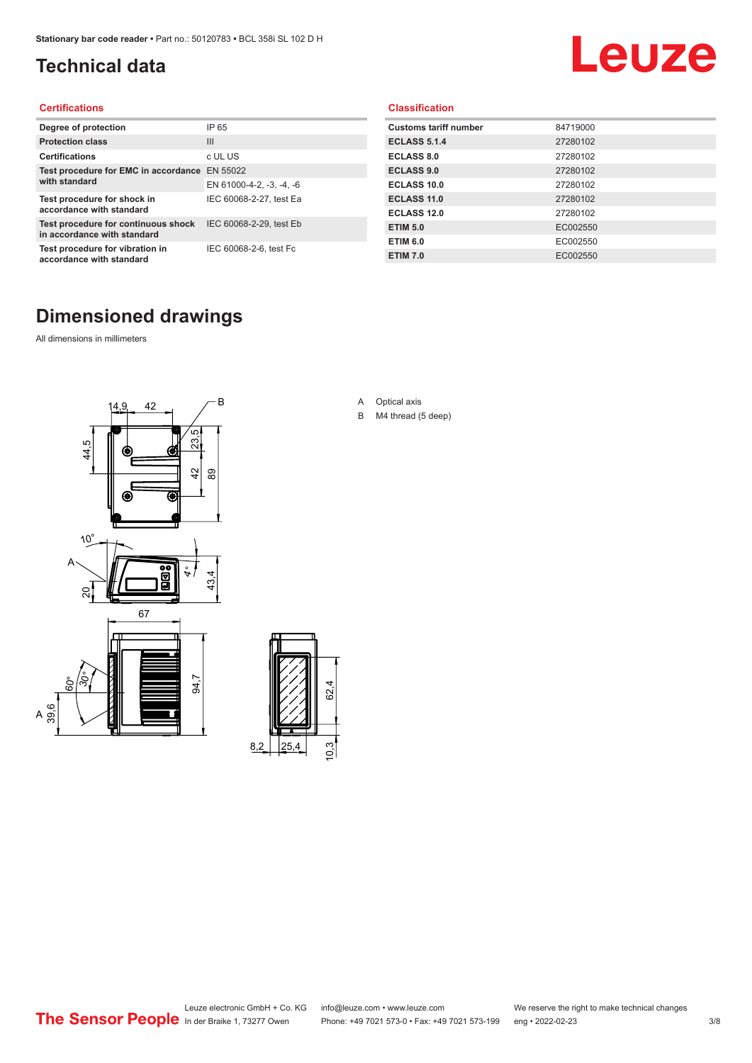# Technical data

## Certifications

| | |
|---|---|
| Degree of protection | IP 65 |
| Protection class | III |
| Certifications | c UL US |
| Test procedure for EMC in accordance with standard | EN 55022 |
| | EN 61000-4-2, -3, -4, -6 |
| Test procedure for shock in accordance with standard | IEC 60068-2-27, test Ea |
| Test procedure for continuous shock in accordance with standard | IEC 60068-2-29, test Eb |
| Test procedure for vibration in accordance with standard | IEC 60068-2-6, test Fc |

## Classification

| | |
|---|---|
| Customs tariff number | 84719000 |
| ECLASS 5.1.4 | 27280102 |
| ECLASS 8.0 | 27280102 |
| ECLASS 9.0 | 27280102 |
| ECLASS 10.0 | 27280102 |
| ECLASS 11.0 | 27280102 |
| ECLASS 12.0 | 27280102 |
| ETIM 5.0 | EC002550 |
| ETIM 6.0 | EC002550 |
| ETIM 7.0 | EC002550 |

# Dimensioned drawings

All dimensions in millimeters

A Optical axis

B M4 thread (5 deep)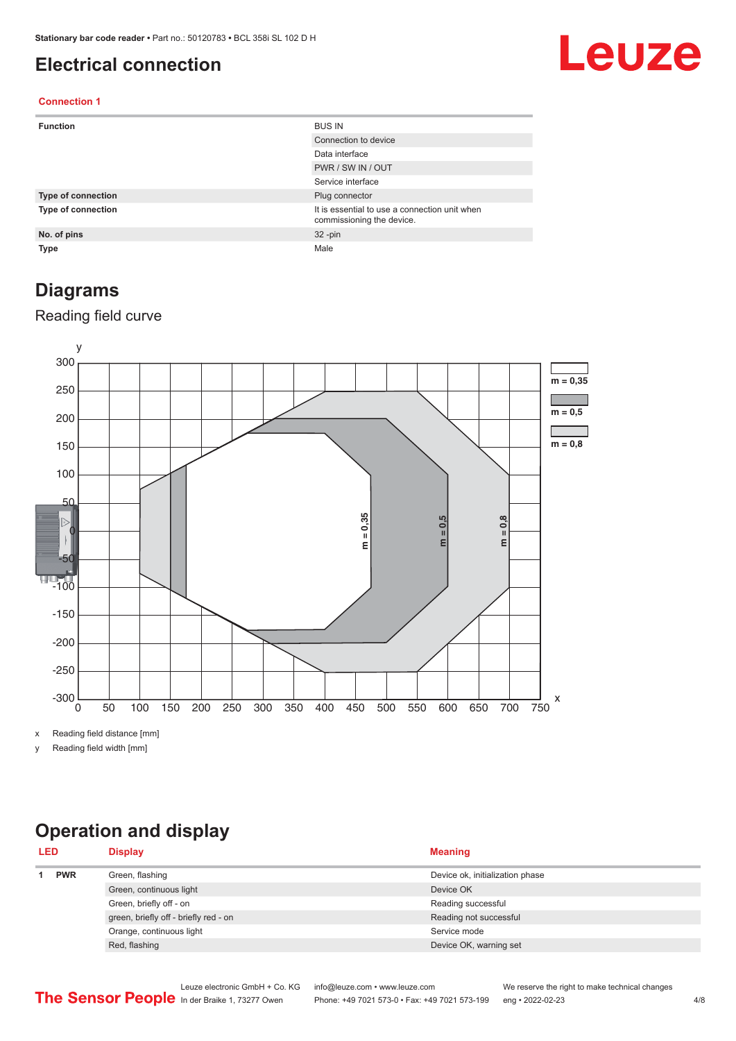# Electrical connection

### Connection 1

| | |
|---|---|
| **Function** | BUS IN |
| | Connection to device |
| | Data interface |
| | PWR / SW IN / OUT |
| | Service interface |
| **Type of connection** | Plug connector |
| **Type of connection** | It is essential to use a connection unit when commissioning the device. |
| **No. of pins** | 32 -pin |
| **Type** | Male |

# Diagrams

## Reading field curve

x Reading field distance [mm]

y Reading field width [mm]

# Operation and display

| LED | | Display | Meaning |
|---|---|---|---|
| 1 | PWR | Green, flashing | Device ok, initialization phase |
| | | Green, continuous light | Device OK |
| | | Green, briefly off - on | Reading successful |
| | | green, briefly off - briefly red - on | Reading not successful |
| | | Orange, continuous light | Service mode |
| | | Red, flashing | Device OK, warning set |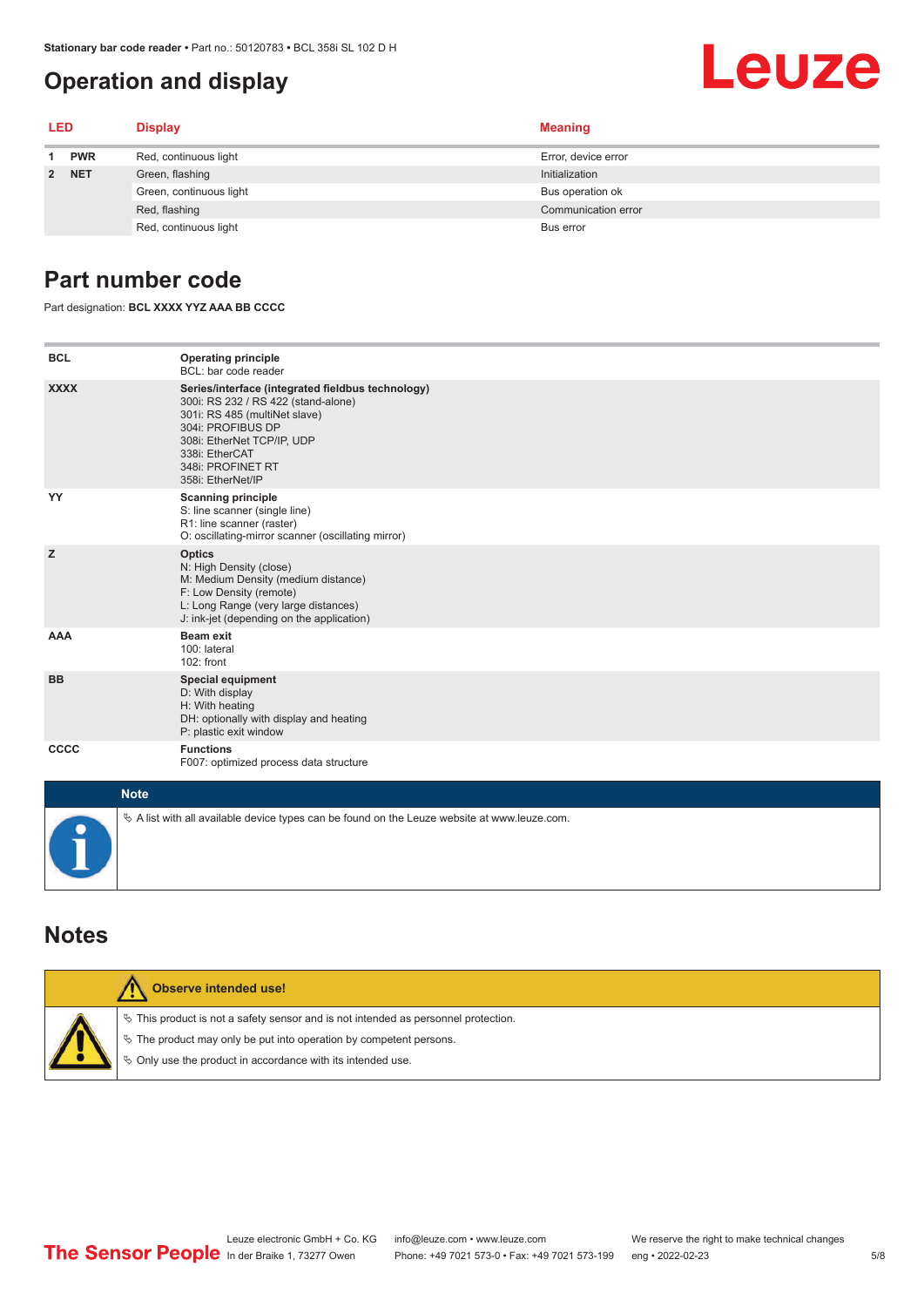## Operation and display

| LED | | Display | Meaning |
|---|---|---|---|
| 1 | PWR | Red, continuous light | Error, device error |
| 2 | NET | Green, flashing | Initialization |
| | | Green, continuous light | Bus operation ok |
| | | Red, flashing | Communication error |
| | | Red, continuous light | Bus error |

## Part number code

Part designation: **BCL XXXX YYZ AAA BB CCCC**

| | |
|---|---|
| **BCL** | **Operating principle**<br>BCL: bar code reader |
| **XXXX** | **Series/interface (integrated fieldbus technology)**<br>300i: RS 232 / RS 422 (stand-alone)<br>301i: RS 485 (multiNet slave)<br>304i: PROFIBUS DP<br>308i: EtherNet TCP/IP, UDP<br>338i: EtherCAT<br>348i: PROFINET RT<br>358i: EtherNet/IP |
| **YY** | **Scanning principle**<br>S: line scanner (single line)<br>R1: line scanner (raster)<br>O: oscillating-mirror scanner (oscillating mirror) |
| **Z** | **Optics**<br>N: High Density (close)<br>M: Medium Density (medium distance)<br>F: Low Density (remote)<br>L: Long Range (very large distances)<br>J: ink-jet (depending on the application) |
| **AAA** | **Beam exit**<br>100: lateral<br>102: front |
| **BB** | **Special equipment**<br>D: With display<br>H: With heating<br>DH: optionally with display and heating<br>P: plastic exit window |
| **CCCC** | **Functions**<br>F007: optimized process data structure |

**Note**

- A list with all available device types can be found on the Leuze website at www.leuze.com.

## Notes

**Observe intended use!**

- This product is not a safety sensor and is not intended as personnel protection.
- The product may only be put into operation by competent persons.
- Only use the product in accordance with its intended use.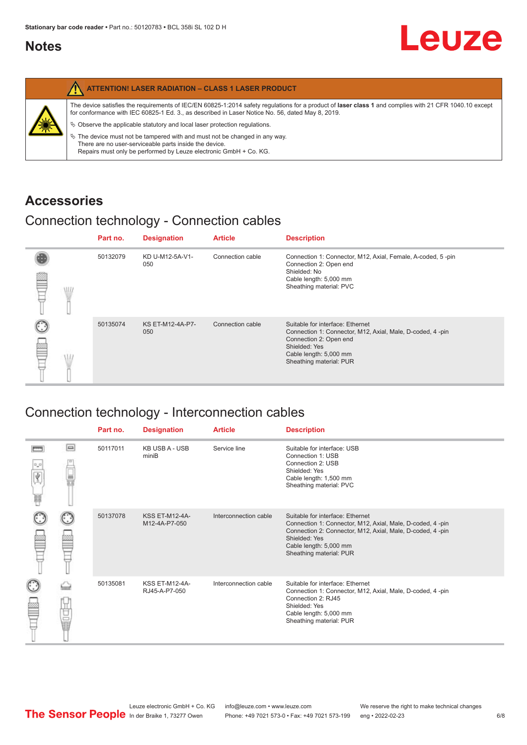## Notes

**ATTENTION! LASER RADIATION – CLASS 1 LASER PRODUCT**

The device satisfies the requirements of IEC/EN 60825-1:2014 safety regulations for a product of **laser class 1** and complies with 21 CFR 1040.10 except for conformance with IEC 60825-1 Ed. 3., as described in Laser Notice No. 56, dated May 8, 2019.

- Observe the applicable statutory and local laser protection regulations.
- The device must not be tampered with and must not be changed in any way.
  There are no user-serviceable parts inside the device.
  Repairs must only be performed by Leuze electronic GmbH + Co. KG.

# Accessories

## Connection technology - Connection cables

| Part no. | Designation | Article | Description |
|---|---|---|---|
| 50132079 | KD U-M12-5A-V1-050 | Connection cable | Connection 1: Connector, M12, Axial, Female, A-coded, 5 -pin<br>Connection 2: Open end<br>Shielded: No<br>Cable length: 5,000 mm<br>Sheathing material: PVC |
| 50135074 | KS ET-M12-4A-P7-050 | Connection cable | Suitable for interface: Ethernet<br>Connection 1: Connector, M12, Axial, Male, D-coded, 4 -pin<br>Connection 2: Open end<br>Shielded: Yes<br>Cable length: 5,000 mm<br>Sheathing material: PUR |

## Connection technology - Interconnection cables

| Part no. | Designation | Article | Description |
|---|---|---|---|
| 50117011 | KB USB A - USB miniB | Service line | Suitable for interface: USB<br>Connection 1: USB<br>Connection 2: USB<br>Shielded: Yes<br>Cable length: 1,500 mm<br>Sheathing material: PVC |
| 50137078 | KSS ET-M12-4A-M12-4A-P7-050 | Interconnection cable | Suitable for interface: Ethernet<br>Connection 1: Connector, M12, Axial, Male, D-coded, 4 -pin<br>Connection 2: Connector, M12, Axial, Male, D-coded, 4 -pin<br>Shielded: Yes<br>Cable length: 5,000 mm<br>Sheathing material: PUR |
| 50135081 | KSS ET-M12-4A-RJ45-A-P7-050 | Interconnection cable | Suitable for interface: Ethernet<br>Connection 1: Connector, M12, Axial, Male, D-coded, 4 -pin<br>Connection 2: RJ45<br>Shielded: Yes<br>Cable length: 5,000 mm<br>Sheathing material: PUR |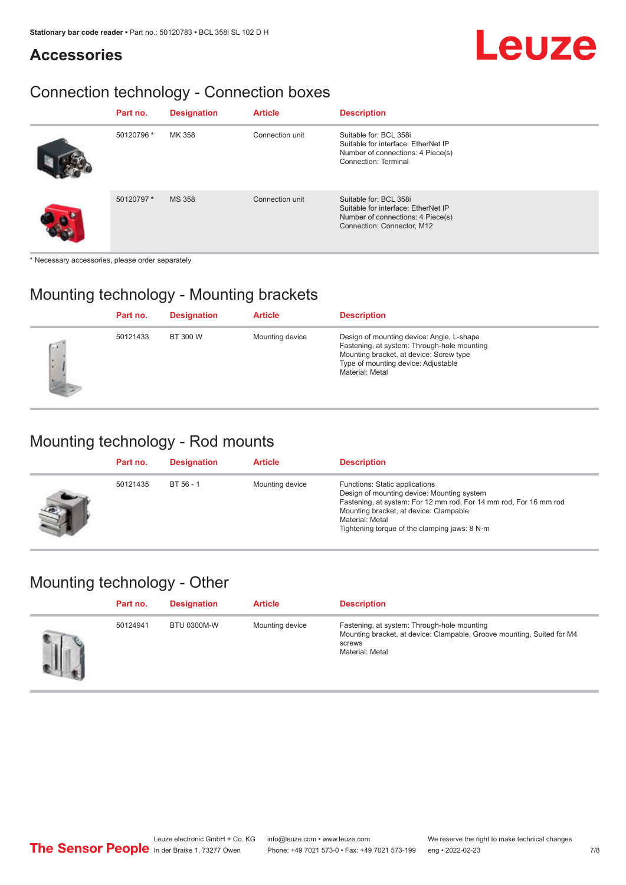## Accessories

### Connection technology - Connection boxes

| Part no. | Designation | Article | Description |
|---|---|---|---|
| 50120796 * | MK 358 | Connection unit | Suitable for: BCL 358i<br>Suitable for interface: EtherNet IP<br>Number of connections: 4 Piece(s)<br>Connection: Terminal |
| 50120797 * | MS 358 | Connection unit | Suitable for: BCL 358i<br>Suitable for interface: EtherNet IP<br>Number of connections: 4 Piece(s)<br>Connection: Connector, M12 |

* Necessary accessories, please order separately

### Mounting technology - Mounting brackets

| Part no. | Designation | Article | Description |
|---|---|---|---|
| 50121433 | BT 300 W | Mounting device | Design of mounting device: Angle, L-shape<br>Fastening, at system: Through-hole mounting<br>Mounting bracket, at device: Screw type<br>Type of mounting device: Adjustable<br>Material: Metal |

### Mounting technology - Rod mounts

| Part no. | Designation | Article | Description |
|---|---|---|---|
| 50121435 | BT 56 - 1 | Mounting device | Functions: Static applications<br>Design of mounting device: Mounting system<br>Fastening, at system: For 12 mm rod, For 14 mm rod, For 16 mm rod<br>Mounting bracket, at device: Clampable<br>Material: Metal<br>Tightening torque of the clamping jaws: 8 N·m |

### Mounting technology - Other

| Part no. | Designation | Article | Description |
|---|---|---|---|
| 50124941 | BTU 0300M-W | Mounting device | Fastening, at system: Through-hole mounting<br>Mounting bracket, at device: Clampable, Groove mounting, Suited for M4 screws<br>Material: Metal |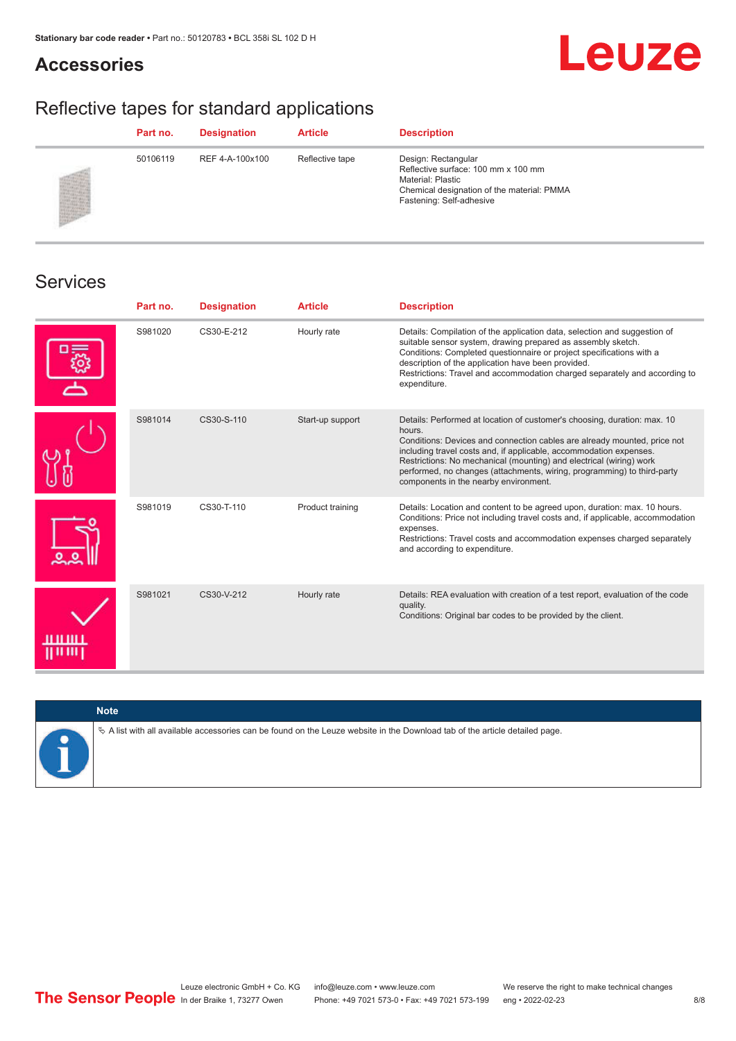## Accessories

# Reflective tapes for standard applications

| | Part no. | Designation | Article | Description |
| --- | --- | --- | --- | --- |
| | 50106119 | REF 4-A-100x100 | Reflective tape | Design: Rectangular<br>Reflective surface: 100 mm x 100 mm<br>Material: Plastic<br>Chemical designation of the material: PMMA<br>Fastening: Self-adhesive |

# Services

| | Part no. | Designation | Article | Description |
| --- | --- | --- | --- | --- |
| | S981020 | CS30-E-212 | Hourly rate | Details: Compilation of the application data, selection and suggestion of suitable sensor system, drawing prepared as assembly sketch.<br>Conditions: Completed questionnaire or project specifications with a description of the application have been provided.<br>Restrictions: Travel and accommodation charged separately and according to expenditure. |
| | S981014 | CS30-S-110 | Start-up support | Details: Performed at location of customer's choosing, duration: max. 10 hours.<br>Conditions: Devices and connection cables are already mounted, price not including travel costs and, if applicable, accommodation expenses.<br>Restrictions: No mechanical (mounting) and electrical (wiring) work performed, no changes (attachments, wiring, programming) to third-party components in the nearby environment. |
| | S981019 | CS30-T-110 | Product training | Details: Location and content to be agreed upon, duration: max. 10 hours.<br>Conditions: Price not including travel costs and, if applicable, accommodation expenses.<br>Restrictions: Travel costs and accommodation expenses charged separately and according to expenditure. |
| | S981021 | CS30-V-212 | Hourly rate | Details: REA evaluation with creation of a test report, evaluation of the code quality.<br>Conditions: Original bar codes to be provided by the client. |

**Note**

↳ A list with all available accessories can be found on the Leuze website in the Download tab of the article detailed page.